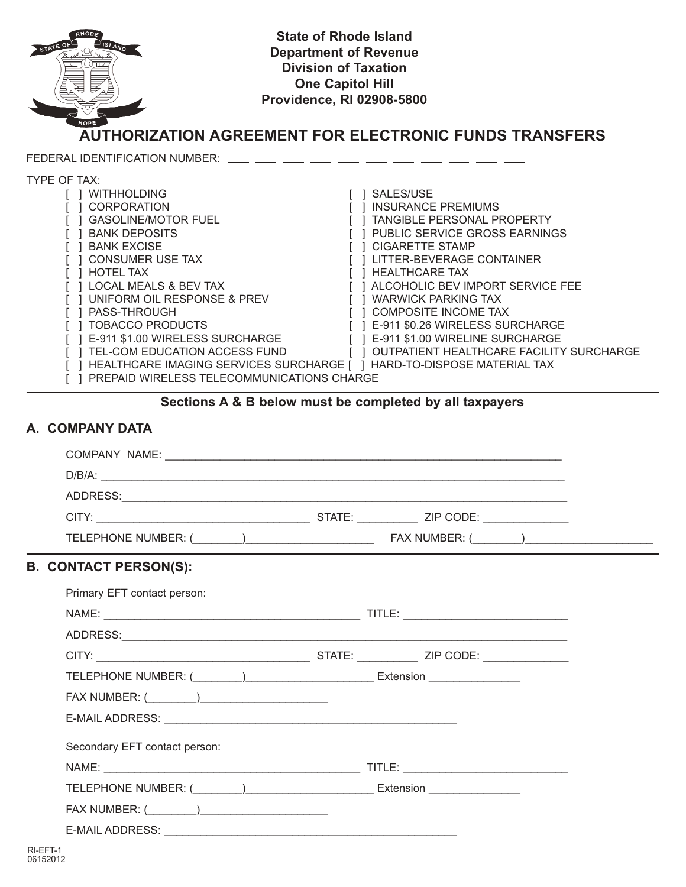State of Rhode Island
Department of Revenue
Division of Taxation
One Capitol Hill
Providence, RI 02908-5800

# AUTHORIZATION AGREEMENT FOR ELECTRONIC FUNDS TRANSFERS

FEDERAL IDENTIFICATION NUMBER: ___ ___ ___ ___ ___ ___ ___ ___ ___ ___ ___

TYPE OF TAX:

- [ ] WITHHOLDING
- [ ] CORPORATION
- [ ] GASOLINE/MOTOR FUEL
- [ ] BANK DEPOSITS
- [ ] BANK EXCISE
- [ ] CONSUMER USE TAX
- [ ] HOTEL TAX
- [ ] LOCAL MEALS & BEV TAX
- [ ] UNIFORM OIL RESPONSE & PREV
- [ ] PASS-THROUGH
- [ ] TOBACCO PRODUCTS
- [ ] E-911 $1.00 WIRELESS SURCHARGE
- [ ] TEL-COM EDUCATION ACCESS FUND
- [ ] HEALTHCARE IMAGING SERVICES SURCHARGE
- [ ] PREPAID WIRELESS TELECOMMUNICATIONS CHARGE
- [ ] SALES/USE
- [ ] INSURANCE PREMIUMS
- [ ] TANGIBLE PERSONAL PROPERTY
- [ ] PUBLIC SERVICE GROSS EARNINGS
- [ ] CIGARETTE STAMP
- [ ] LITTER-BEVERAGE CONTAINER
- [ ] HEALTHCARE TAX
- [ ] ALCOHOLIC BEV IMPORT SERVICE FEE
- [ ] WARWICK PARKING TAX
- [ ] COMPOSITE INCOME TAX
- [ ] E-911 $0.26 WIRELESS SURCHARGE
- [ ] E-911 $1.00 WIRELINE SURCHARGE
- [ ] OUTPATIENT HEALTHCARE FACILITY SURCHARGE
- [ ] HARD-TO-DISPOSE MATERIAL TAX

**Sections A & B below must be completed by all taxpayers**

## A. COMPANY DATA

COMPANY NAME: ____________________________________________

D/B/A: ____________________________________________

ADDRESS: ____________________________________________

CITY: ______________________ STATE: __________ ZIP CODE: ______________

TELEPHONE NUMBER: (________)____________________ FAX NUMBER: (________)____________________

## B. CONTACT PERSON(S):

Primary EFT contact person:

NAME: ______________________________ TITLE: ______________________

ADDRESS: ____________________________________________

CITY: ______________________ STATE: __________ ZIP CODE: ______________

TELEPHONE NUMBER: (________)____________________ Extension ______________

FAX NUMBER: (________)____________________

E-MAIL ADDRESS: ______________________________

Secondary EFT contact person:

NAME: ______________________________ TITLE: ______________________

TELEPHONE NUMBER: (________)____________________ Extension ______________

FAX NUMBER: (________)____________________

E-MAIL ADDRESS: ______________________________

RI-EFT-1
06152012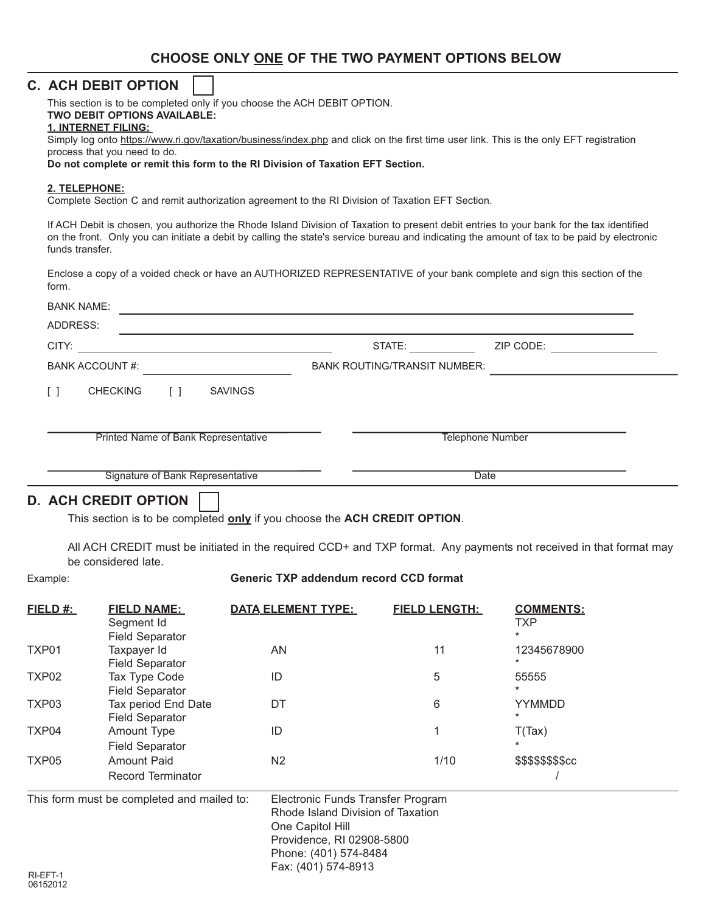## CHOOSE ONLY ONE OF THE TWO PAYMENT OPTIONS BELOW

## C. ACH DEBIT OPTION [ ]

This section is to be completed only if you choose the ACH DEBIT OPTION.

**TWO DEBIT OPTIONS AVAILABLE:**

**1. INTERNET FILING:**

Simply log onto https://www.ri.gov/taxation/business/index.php and click on the first time user link. This is the only EFT registration process that you need to do.

**Do not complete or remit this form to the RI Division of Taxation EFT Section.**

**2. TELEPHONE:**

Complete Section C and remit authorization agreement to the RI Division of Taxation EFT Section.

If ACH Debit is chosen, you authorize the Rhode Island Division of Taxation to present debit entries to your bank for the tax identified on the front. Only you can initiate a debit by calling the state's service bureau and indicating the amount of tax to be paid by electronic funds transfer.

Enclose a copy of a voided check or have an AUTHORIZED REPRESENTATIVE of your bank complete and sign this section of the form.

BANK NAME: ______________________________

ADDRESS: ______________________________

CITY: ______________________ STATE: __________ ZIP CODE: __________

BANK ACCOUNT #: ______________________ BANK ROUTING/TRANSIT NUMBER: ______________________

[ ] CHECKING [ ] SAVINGS

______________________________ ______________________________
Printed Name of Bank Representative Telephone Number

______________________________ ______________________________
Signature of Bank Representative Date

## D. ACH CREDIT OPTION [ ]

This section is to be completed **only** if you choose the **ACH CREDIT OPTION**.

All ACH CREDIT must be initiated in the required CCD+ and TXP format. Any payments not received in that format may be considered late.

Example: **Generic TXP addendum record CCD format**

| FIELD #: | FIELD NAME: | DATA ELEMENT TYPE: | FIELD LENGTH: | COMMENTS: |
|---|---|---|---|---|
| | Segment Id | | | TXP |
| | Field Separator | | | * |
| TXP01 | Taxpayer Id | AN | 11 | 12345678900 |
| | Field Separator | | | * |
| TXP02 | Tax Type Code | ID | 5 | 55555 |
| | Field Separator | | | * |
| TXP03 | Tax period End Date | DT | 6 | YYMMDD |
| | Field Separator | | | * |
| TXP04 | Amount Type | ID | 1 | T(Tax) |
| | Field Separator | | | * |
| TXP05 | Amount Paid | N2 | 1/10 | $$$$$$$$cc |
| | Record Terminator | | | / |

This form must be completed and mailed to:

Electronic Funds Transfer Program
Rhode Island Division of Taxation
One Capitol Hill
Providence, RI 02908-5800
Phone: (401) 574-8484
Fax: (401) 574-8913

RI-EFT-1
06152012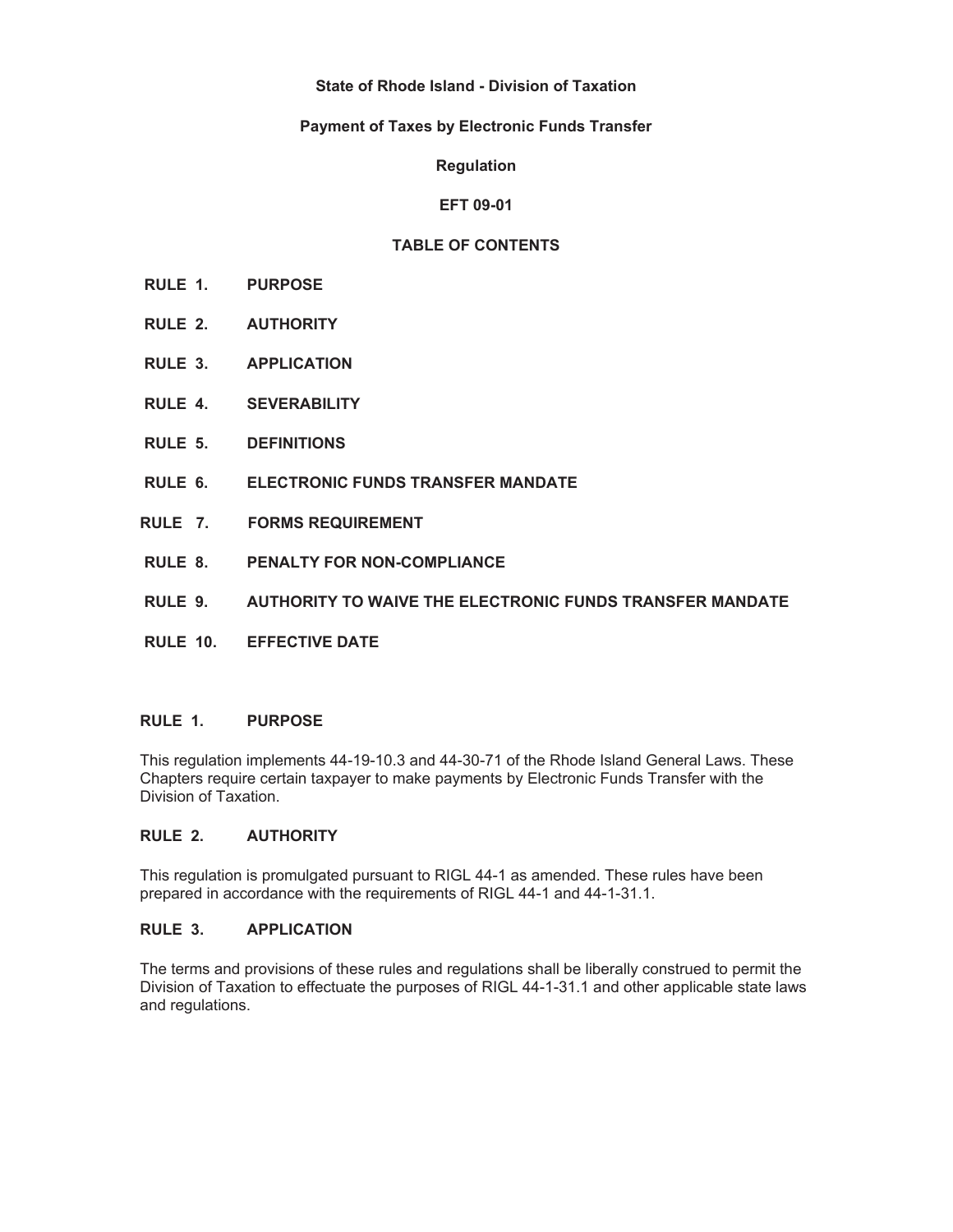**State of Rhode Island - Division of Taxation**

**Payment of Taxes by Electronic Funds Transfer**

**Regulation**

**EFT 09-01**

**TABLE OF CONTENTS**

- **RULE 1. PURPOSE**
- **RULE 2. AUTHORITY**
- **RULE 3. APPLICATION**
- **RULE 4. SEVERABILITY**
- **RULE 5. DEFINITIONS**
- **RULE 6. ELECTRONIC FUNDS TRANSFER MANDATE**
- **RULE 7. FORMS REQUIREMENT**
- **RULE 8. PENALTY FOR NON-COMPLIANCE**
- **RULE 9. AUTHORITY TO WAIVE THE ELECTRONIC FUNDS TRANSFER MANDATE**
- **RULE 10. EFFECTIVE DATE**

## RULE 1. PURPOSE

This regulation implements 44-19-10.3 and 44-30-71 of the Rhode Island General Laws. These Chapters require certain taxpayer to make payments by Electronic Funds Transfer with the Division of Taxation.

## RULE 2. AUTHORITY

This regulation is promulgated pursuant to RIGL 44-1 as amended. These rules have been prepared in accordance with the requirements of RIGL 44-1 and 44-1-31.1.

## RULE 3. APPLICATION

The terms and provisions of these rules and regulations shall be liberally construed to permit the Division of Taxation to effectuate the purposes of RIGL 44-1-31.1 and other applicable state laws and regulations.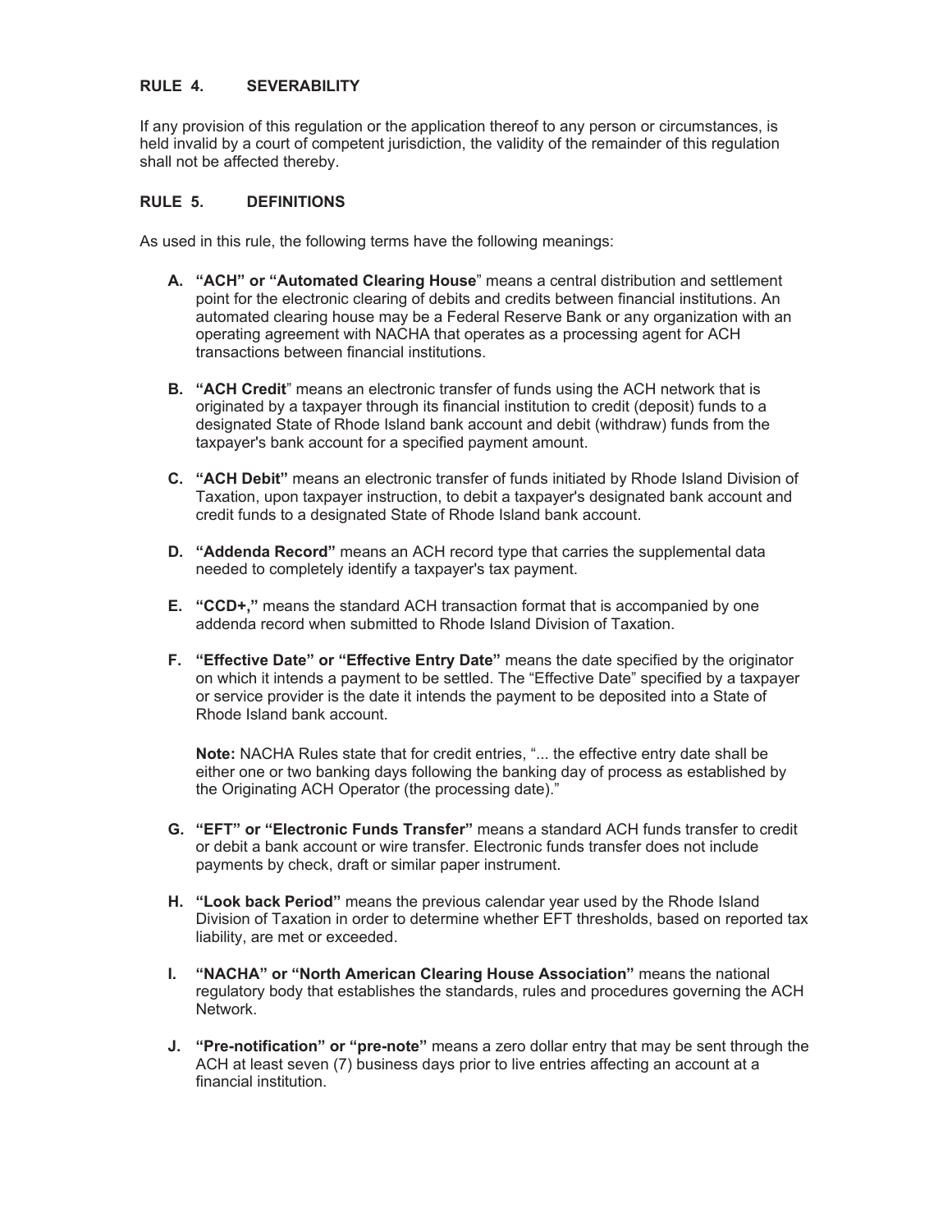## RULE 4. SEVERABILITY

If any provision of this regulation or the application thereof to any person or circumstances, is held invalid by a court of competent jurisdiction, the validity of the remainder of this regulation shall not be affected thereby.

## RULE 5. DEFINITIONS

As used in this rule, the following terms have the following meanings:

**A. "ACH" or "Automated Clearing House"** means a central distribution and settlement point for the electronic clearing of debits and credits between financial institutions. An automated clearing house may be a Federal Reserve Bank or any organization with an operating agreement with NACHA that operates as a processing agent for ACH transactions between financial institutions.

**B. "ACH Credit"** means an electronic transfer of funds using the ACH network that is originated by a taxpayer through its financial institution to credit (deposit) funds to a designated State of Rhode Island bank account and debit (withdraw) funds from the taxpayer's bank account for a specified payment amount.

**C. "ACH Debit"** means an electronic transfer of funds initiated by Rhode Island Division of Taxation, upon taxpayer instruction, to debit a taxpayer's designated bank account and credit funds to a designated State of Rhode Island bank account.

**D. "Addenda Record"** means an ACH record type that carries the supplemental data needed to completely identify a taxpayer's tax payment.

**E. "CCD+,"** means the standard ACH transaction format that is accompanied by one addenda record when submitted to Rhode Island Division of Taxation.

**F. "Effective Date" or "Effective Entry Date"** means the date specified by the originator on which it intends a payment to be settled. The "Effective Date" specified by a taxpayer or service provider is the date it intends the payment to be deposited into a State of Rhode Island bank account.

**Note:** NACHA Rules state that for credit entries, "... the effective entry date shall be either one or two banking days following the banking day of process as established by the Originating ACH Operator (the processing date)."

**G. "EFT" or "Electronic Funds Transfer"** means a standard ACH funds transfer to credit or debit a bank account or wire transfer. Electronic funds transfer does not include payments by check, draft or similar paper instrument.

**H. "Look back Period"** means the previous calendar year used by the Rhode Island Division of Taxation in order to determine whether EFT thresholds, based on reported tax liability, are met or exceeded.

**I. "NACHA" or "North American Clearing House Association"** means the national regulatory body that establishes the standards, rules and procedures governing the ACH Network.

**J. "Pre-notification" or "pre-note"** means a zero dollar entry that may be sent through the ACH at least seven (7) business days prior to live entries affecting an account at a financial institution.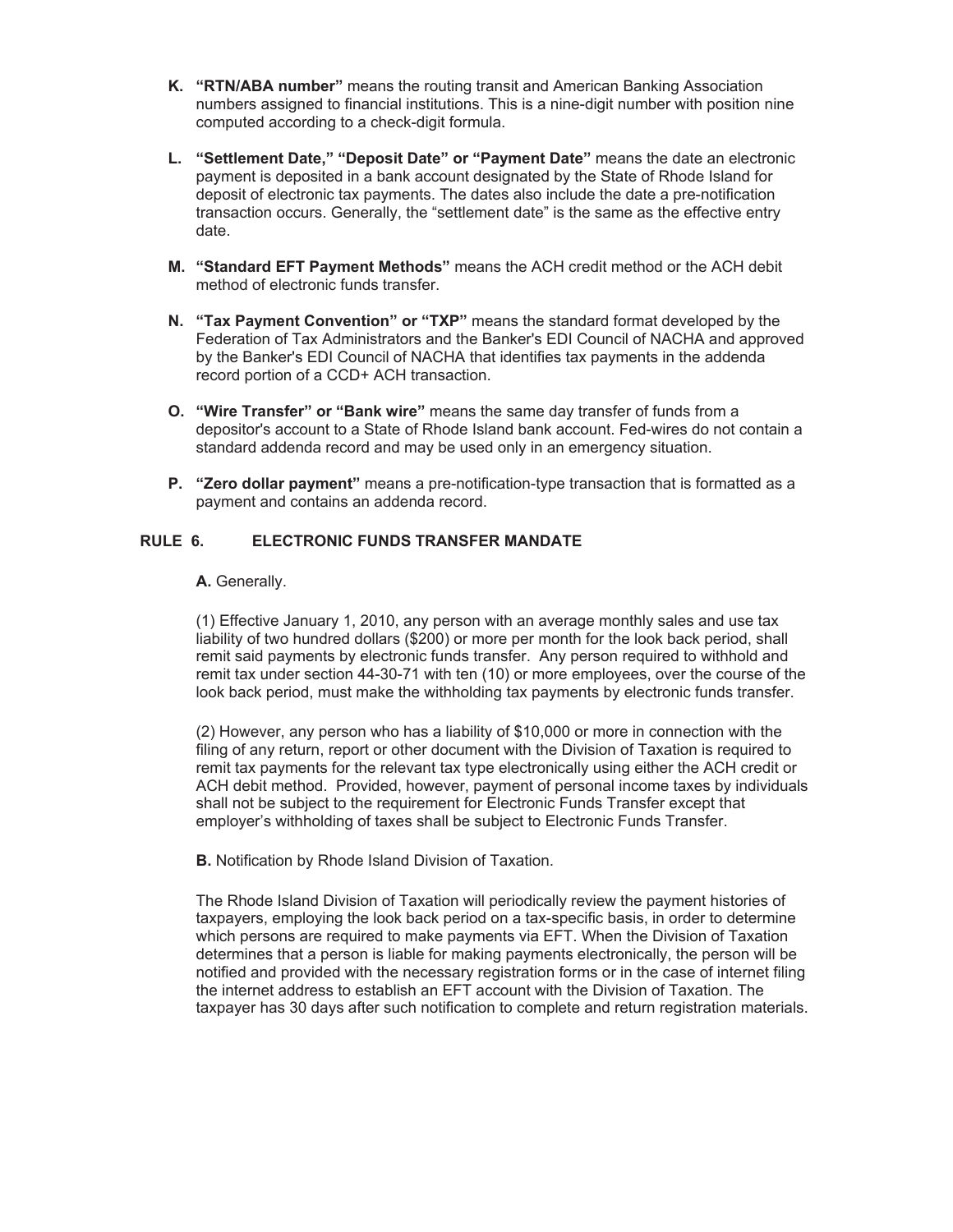**K. "RTN/ABA number"** means the routing transit and American Banking Association numbers assigned to financial institutions. This is a nine-digit number with position nine computed according to a check-digit formula.

**L. "Settlement Date," "Deposit Date" or "Payment Date"** means the date an electronic payment is deposited in a bank account designated by the State of Rhode Island for deposit of electronic tax payments. The dates also include the date a pre-notification transaction occurs. Generally, the "settlement date" is the same as the effective entry date.

**M. "Standard EFT Payment Methods"** means the ACH credit method or the ACH debit method of electronic funds transfer.

**N. "Tax Payment Convention" or "TXP"** means the standard format developed by the Federation of Tax Administrators and the Banker's EDI Council of NACHA and approved by the Banker's EDI Council of NACHA that identifies tax payments in the addenda record portion of a CCD+ ACH transaction.

**O. "Wire Transfer" or "Bank wire"** means the same day transfer of funds from a depositor's account to a State of Rhode Island bank account. Fed-wires do not contain a standard addenda record and may be used only in an emergency situation.

**P. "Zero dollar payment"** means a pre-notification-type transaction that is formatted as a payment and contains an addenda record.

## RULE 6. ELECTRONIC FUNDS TRANSFER MANDATE

**A.** Generally.

(1) Effective January 1, 2010, any person with an average monthly sales and use tax liability of two hundred dollars ($200) or more per month for the look back period, shall remit said payments by electronic funds transfer. Any person required to withhold and remit tax under section 44-30-71 with ten (10) or more employees, over the course of the look back period, must make the withholding tax payments by electronic funds transfer.

(2) However, any person who has a liability of $10,000 or more in connection with the filing of any return, report or other document with the Division of Taxation is required to remit tax payments for the relevant tax type electronically using either the ACH credit or ACH debit method. Provided, however, payment of personal income taxes by individuals shall not be subject to the requirement for Electronic Funds Transfer except that employer's withholding of taxes shall be subject to Electronic Funds Transfer.

**B.** Notification by Rhode Island Division of Taxation.

The Rhode Island Division of Taxation will periodically review the payment histories of taxpayers, employing the look back period on a tax-specific basis, in order to determine which persons are required to make payments via EFT. When the Division of Taxation determines that a person is liable for making payments electronically, the person will be notified and provided with the necessary registration forms or in the case of internet filing the internet address to establish an EFT account with the Division of Taxation. The taxpayer has 30 days after such notification to complete and return registration materials.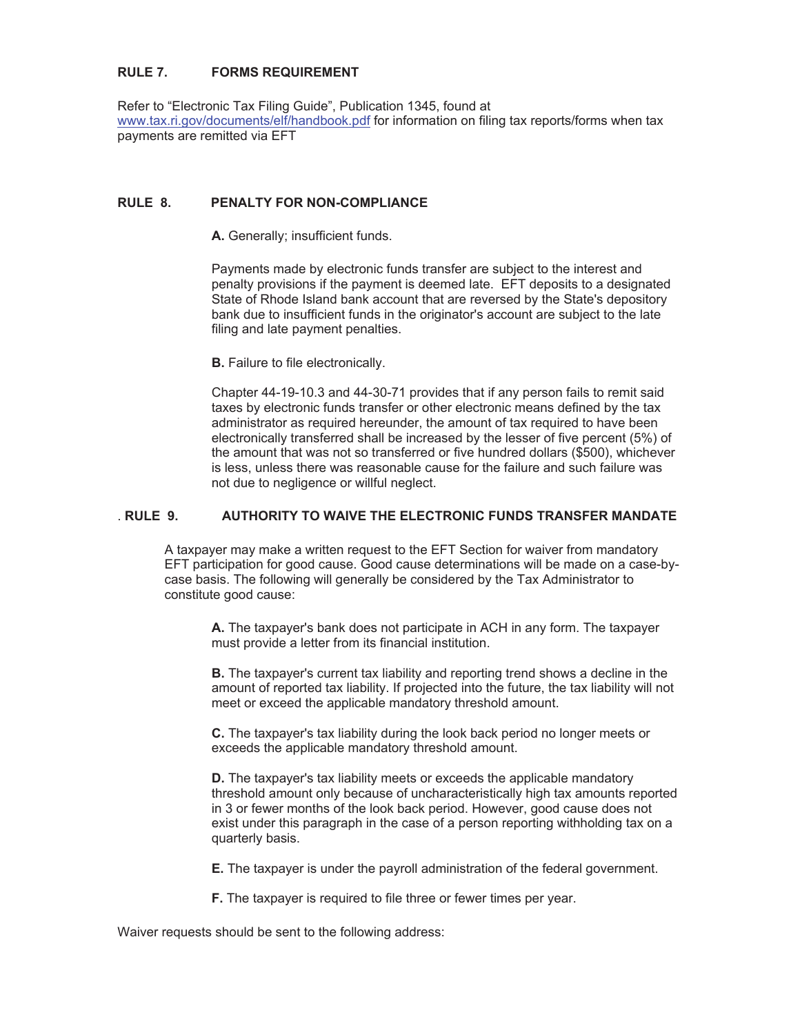## RULE 7. FORMS REQUIREMENT

Refer to "Electronic Tax Filing Guide", Publication 1345, found at www.tax.ri.gov/documents/elf/handbook.pdf for information on filing tax reports/forms when tax payments are remitted via EFT

## RULE 8. PENALTY FOR NON-COMPLIANCE

**A.** Generally; insufficient funds.

Payments made by electronic funds transfer are subject to the interest and penalty provisions if the payment is deemed late. EFT deposits to a designated State of Rhode Island bank account that are reversed by the State's depository bank due to insufficient funds in the originator's account are subject to the late filing and late payment penalties.

**B.** Failure to file electronically.

Chapter 44-19-10.3 and 44-30-71 provides that if any person fails to remit said taxes by electronic funds transfer or other electronic means defined by the tax administrator as required hereunder, the amount of tax required to have been electronically transferred shall be increased by the lesser of five percent (5%) of the amount that was not so transferred or five hundred dollars ($500), whichever is less, unless there was reasonable cause for the failure and such failure was not due to negligence or willful neglect.

## RULE 9. AUTHORITY TO WAIVE THE ELECTRONIC FUNDS TRANSFER MANDATE

A taxpayer may make a written request to the EFT Section for waiver from mandatory EFT participation for good cause. Good cause determinations will be made on a case-by-case basis. The following will generally be considered by the Tax Administrator to constitute good cause:

**A.** The taxpayer's bank does not participate in ACH in any form. The taxpayer must provide a letter from its financial institution.

**B.** The taxpayer's current tax liability and reporting trend shows a decline in the amount of reported tax liability. If projected into the future, the tax liability will not meet or exceed the applicable mandatory threshold amount.

**C.** The taxpayer's tax liability during the look back period no longer meets or exceeds the applicable mandatory threshold amount.

**D.** The taxpayer's tax liability meets or exceeds the applicable mandatory threshold amount only because of uncharacteristically high tax amounts reported in 3 or fewer months of the look back period. However, good cause does not exist under this paragraph in the case of a person reporting withholding tax on a quarterly basis.

**E.** The taxpayer is under the payroll administration of the federal government.

**F.** The taxpayer is required to file three or fewer times per year.

Waiver requests should be sent to the following address: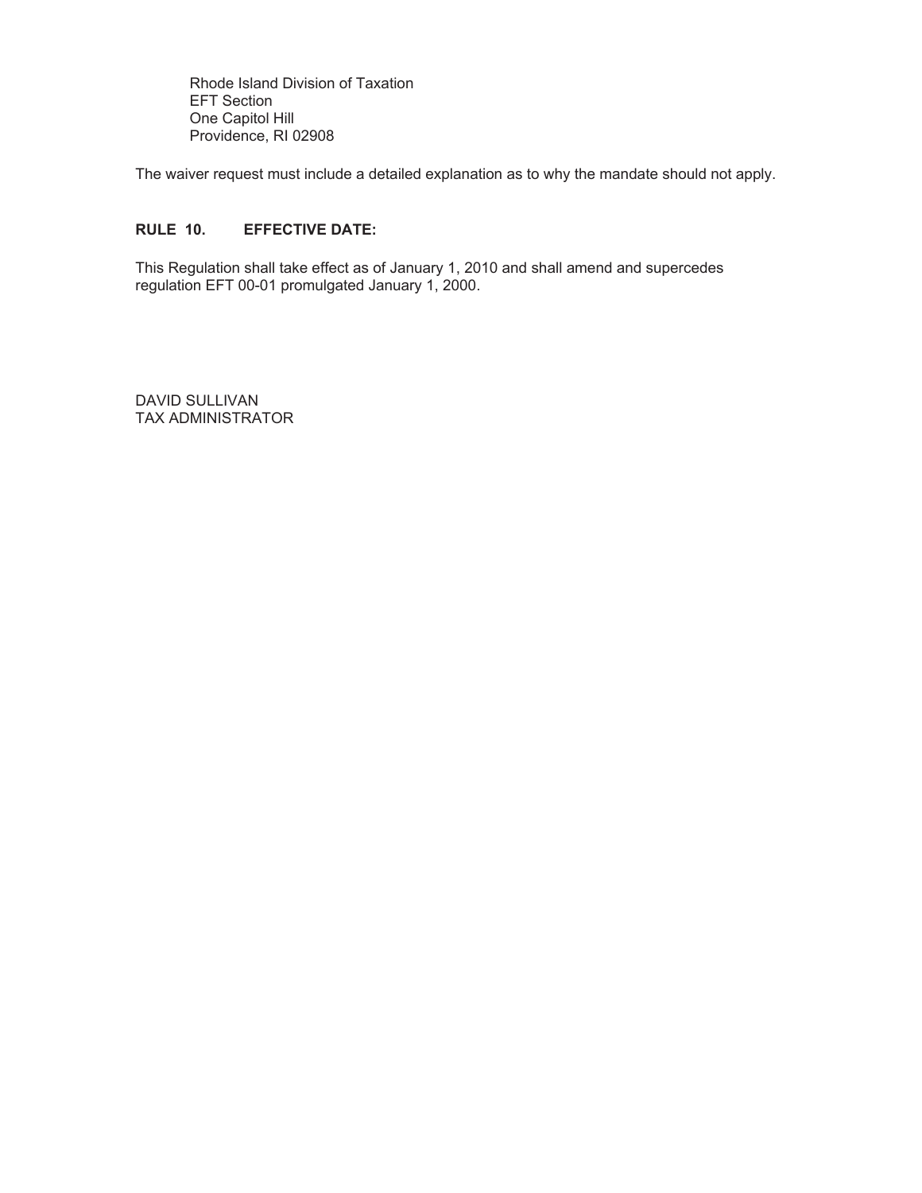Rhode Island Division of Taxation
EFT Section
One Capitol Hill
Providence, RI 02908

The waiver request must include a detailed explanation as to why the mandate should not apply.

**RULE 10. EFFECTIVE DATE:**

This Regulation shall take effect as of January 1, 2010 and shall amend and supercedes regulation EFT 00-01 promulgated January 1, 2000.

DAVID SULLIVAN
TAX ADMINISTRATOR